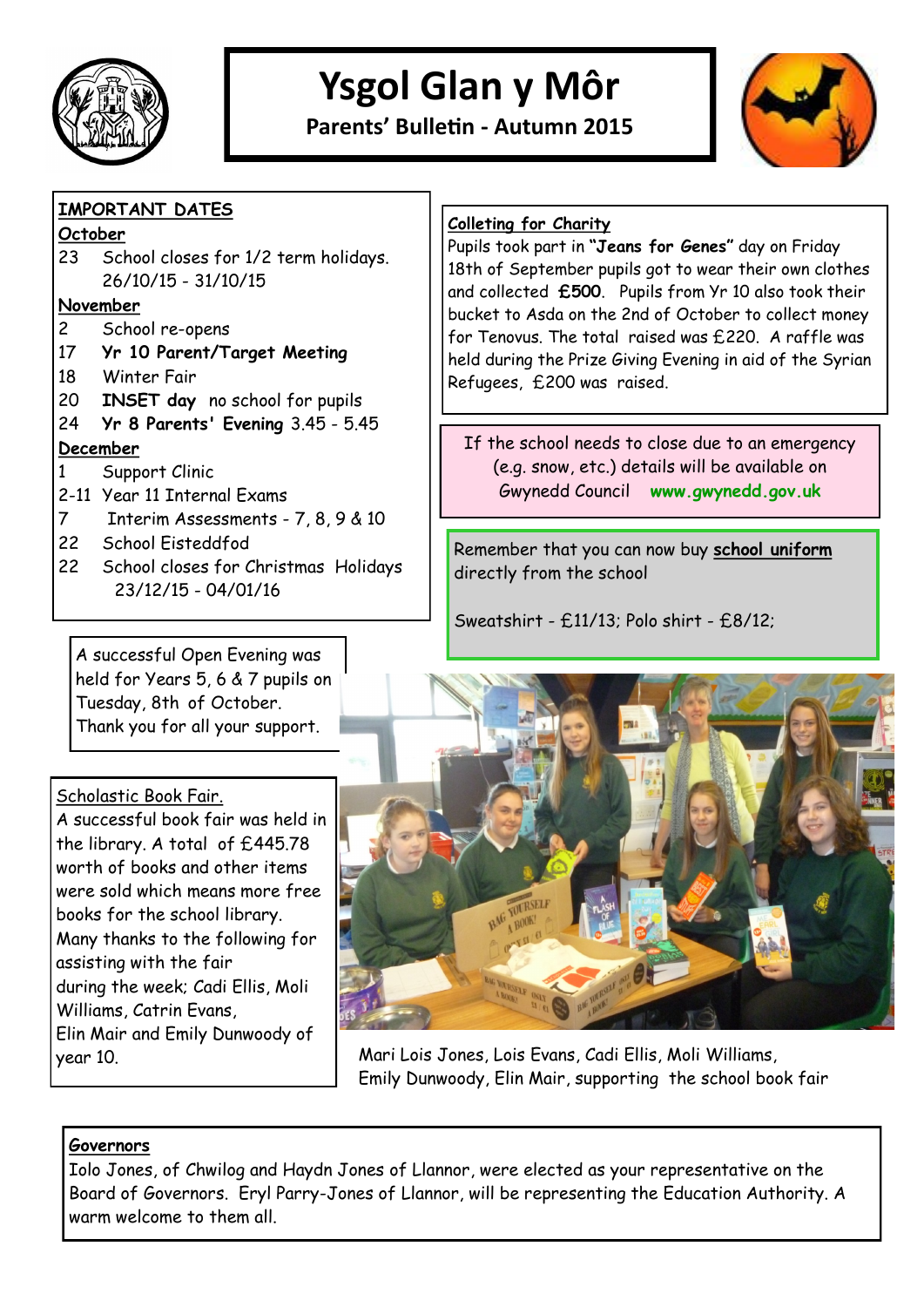# Ysgol Glan y Môr

**Parents' Bulletin - Autumn 2015**

## IMPORTANT DATES

**October**

23 School closes for 1/2 term holidays. 26/10/15 - 31/10/15

**November**

2 School re-opens

17 **Yr 10 Parent/Target Meeting**

18 Winter Fair

20 **INSET day** no school for pupils

24 **Yr 8 Parents' Evening** 3.45 - 5.45

**December**

1 Support Clinic

2-11 Year 11 Internal Exams

7 Interim Assessments - 7, 8, 9 & 10

22 School Eisteddfod

22 School closes for Christmas Holidays 23/12/15 - 04/01/16

## Colleting for Charity

Pupils took part in **"Jeans for Genes"** day on Friday 18th of September pupils got to wear their own clothes and collected **£500**. Pupils from Yr 10 also took their bucket to Asda on the 2nd of October to collect money for Tenovus. The total raised was £220. A raffle was held during the Prize Giving Evening in aid of the Syrian Refugees, £200 was raised.

If the school needs to close due to an emergency (e.g. snow, etc.) details will be available on Gwynedd Council **www.gwynedd.gov.uk**

Remember that you can now buy **school uniform** directly from the school

Sweatshirt - £11/13; Polo shirt - £8/12;

A successful Open Evening was held for Years 5, 6 & 7 pupils on Tuesday, 8th of October. Thank you for all your support.

## Scholastic Book Fair.

A successful book fair was held in the library. A total of £445.78 worth of books and other items were sold which means more free books for the school library. Many thanks to the following for assisting with the fair during the week; Cadi Ellis, Moli Williams, Catrin Evans, Elin Mair and Emily Dunwoody of year 10.

Mari Lois Jones, Lois Evans, Cadi Ellis, Moli Williams, Emily Dunwoody, Elin Mair, supporting the school book fair

## Governors

Iolo Jones, of Chwilog and Haydn Jones of Llannor, were elected as your representative on the Board of Governors. Eryl Parry-Jones of Llannor, will be representing the Education Authority. A warm welcome to them all.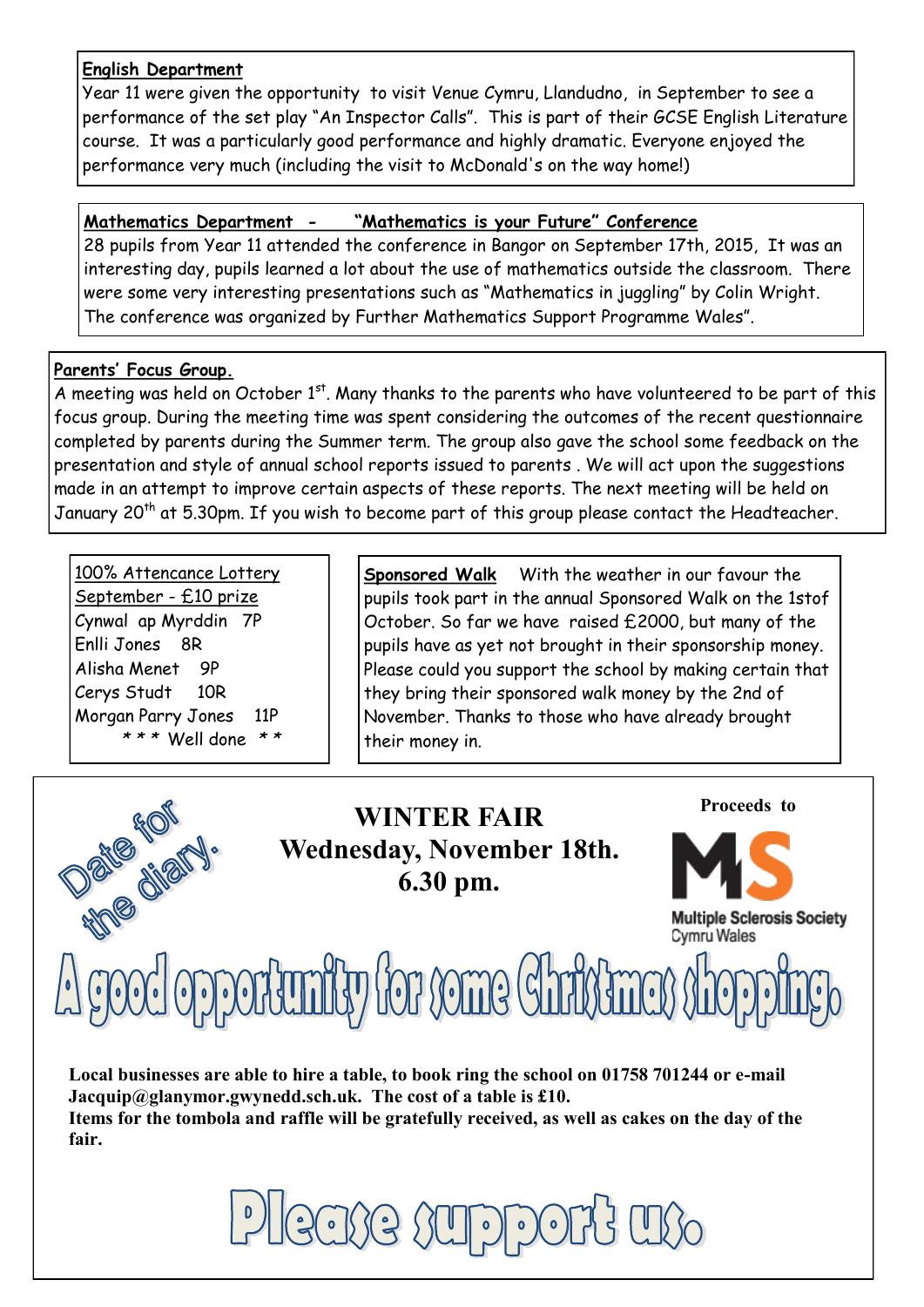## English Department

Year 11 were given the opportunity to visit Venue Cymru, Llandudno, in September to see a performance of the set play "An Inspector Calls". This is part of their GCSE English Literature course. It was a particularly good performance and highly dramatic. Everyone enjoyed the performance very much (including the visit to McDonald's on the way home!)

## Mathematics Department - "Mathematics is your Future" Conference

28 pupils from Year 11 attended the conference in Bangor on September 17th, 2015, It was an interesting day, pupils learned a lot about the use of mathematics outside the classroom. There were some very interesting presentations such as "Mathematics in juggling" by Colin Wright. The conference was organized by Further Mathematics Support Programme Wales".

## Parents' Focus Group.

A meeting was held on October 1st. Many thanks to the parents who have volunteered to be part of this focus group. During the meeting time was spent considering the outcomes of the recent questionnaire completed by parents during the Summer term. The group also gave the school some feedback on the presentation and style of annual school reports issued to parents . We will act upon the suggestions made in an attempt to improve certain aspects of these reports. The next meeting will be held on January 20th at 5.30pm. If you wish to become part of this group please contact the Headteacher.

## 100% Attencance Lottery September - £10 prize

Cynwal ap Myrddin 7P
Enlli Jones 8R
Alisha Menet 9P
Cerys Studt 10R
Morgan Parry Jones 11P

\* \* \* Well done \* \*

## Sponsored Walk

With the weather in our favour the pupils took part in the annual Sponsored Walk on the 1stof October. So far we have raised £2000, but many of the pupils have as yet not brought in their sponsorship money. Please could you support the school by making certain that they bring their sponsored walk money by the 2nd of November. Thanks to those who have already brought their money in.

Date for the diary.

# WINTER FAIR
# Wednesday, November 18th.
# 6.30 pm.

Proceeds to

Multiple Sclerosis Society Cymru Wales

## A good opportunity for some Christmas shopping.

**Local businesses are able to hire a table, to book ring the school on 01758 701244 or e-mail Jacquip@glanymor.gwynedd.sch.uk. The cost of a table is £10.**
**Items for the tombola and raffle will be gratefully received, as well as cakes on the day of the fair.**

## Please support us.